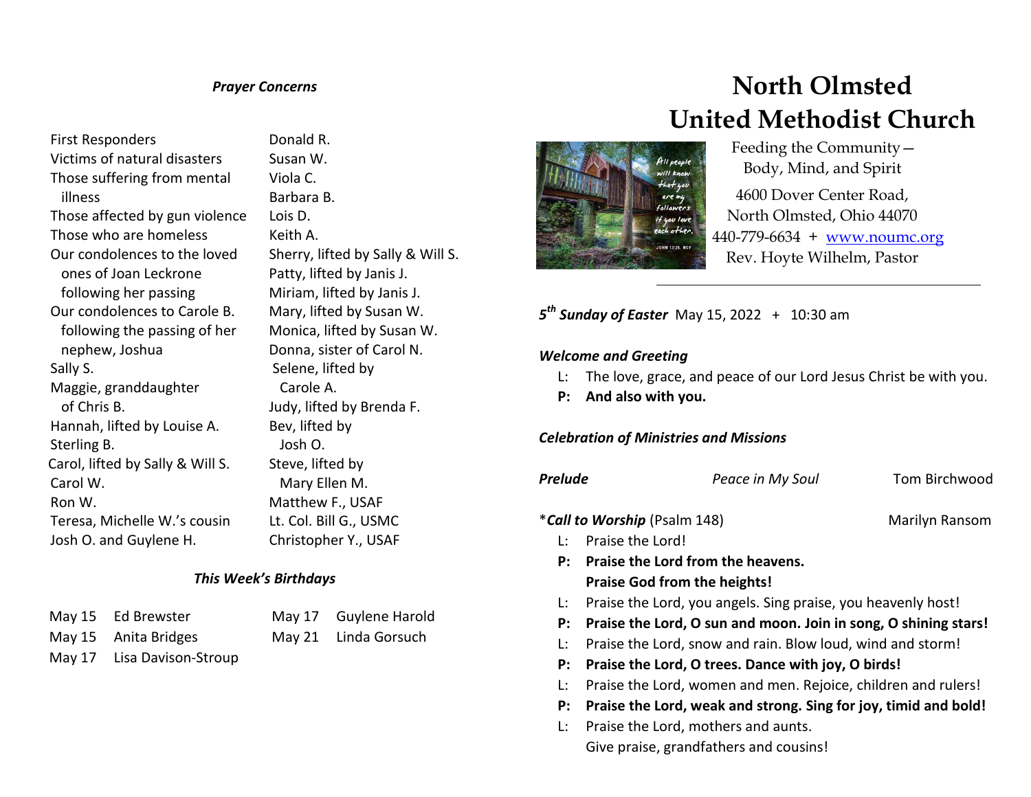### *Prayer Concerns*

First Responders
Victims of natural disasters
Those suffering from mental illness
Those affected by gun violence
Those who are homeless
Our condolences to the loved ones of Joan Leckrone following her passing
Our condolences to Carole B. following the passing of her nephew, Joshua
Sally S.
Maggie, granddaughter of Chris B.
Hannah, lifted by Louise A.
Sterling B.
Carol, lifted by Sally & Will S.
Carol W.
Ron W.
Teresa, Michelle W.'s cousin
Josh O. and Guylene H.
Donald R.
Susan W.
Viola C.
Barbara B.
Lois D.
Keith A.
Sherry, lifted by Sally & Will S.
Patty, lifted by Janis J.
Miriam, lifted by Janis J.
Mary, lifted by Susan W.
Monica, lifted by Susan W.
Donna, sister of Carol N.
Selene, lifted by Carole A.
Judy, lifted by Brenda F.
Bev, lifted by Josh O.
Steve, lifted by Mary Ellen M.
Matthew F., USAF
Lt. Col. Bill G., USMC
Christopher Y., USAF

### *This Week's Birthdays*

May 15 Ed Brewster
May 15 Anita Bridges
May 17 Lisa Davison-Stroup
May 17 Guylene Harold
May 21 Linda Gorsuch

# North Olmsted United Methodist Church

All people will know that you are my followers if you love each other. JOHN 13:35, NCV

Feeding the Community— Body, Mind, and Spirit

4600 Dover Center Road, North Olmsted, Ohio 44070
440-779-6634 + www.noumc.org
Rev. Hoyte Wilhelm, Pastor

---

***5th Sunday of Easter*** May 15, 2022 + 10:30 am

***Welcome and Greeting***

L: The love, grace, and peace of our Lord Jesus Christ be with you.
**P: And also with you.**

***Celebration of Ministries and Missions***

***Prelude*** *Peace in My Soul* Tom Birchwood

\****Call to Worship*** (Psalm 148) Marilyn Ransom

L: Praise the Lord!
**P: Praise the Lord from the heavens.**
**Praise God from the heights!**
L: Praise the Lord, you angels. Sing praise, you heavenly host!
**P: Praise the Lord, O sun and moon. Join in song, O shining stars!**
L: Praise the Lord, snow and rain. Blow loud, wind and storm!
**P: Praise the Lord, O trees. Dance with joy, O birds!**
L: Praise the Lord, women and men. Rejoice, children and rulers!
**P: Praise the Lord, weak and strong. Sing for joy, timid and bold!**
L: Praise the Lord, mothers and aunts.
Give praise, grandfathers and cousins!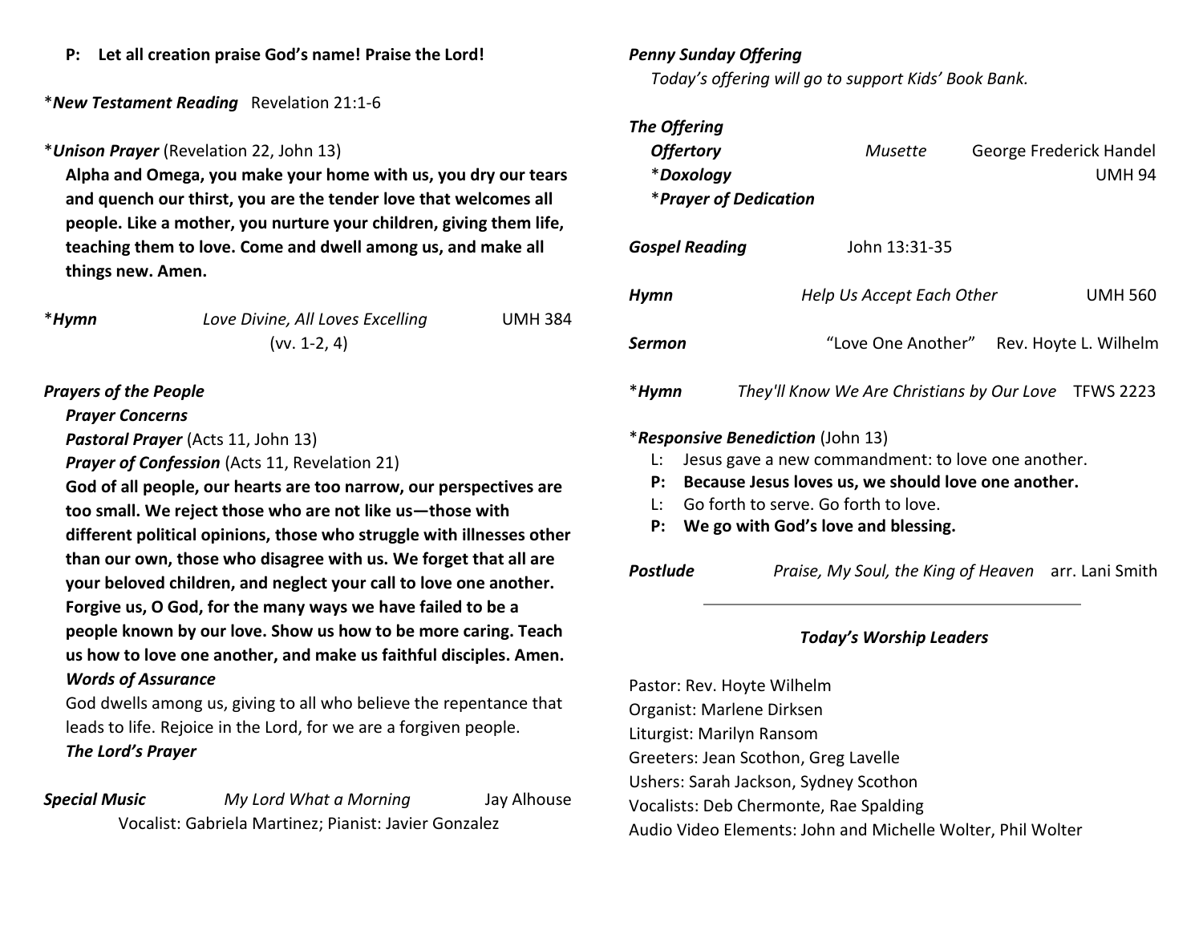**P: Let all creation praise God's name! Praise the Lord!**

\****New Testament Reading*** Revelation 21:1-6

\****Unison Prayer*** (Revelation 22, John 13)

**Alpha and Omega, you make your home with us, you dry our tears and quench our thirst, you are the tender love that welcomes all people. Like a mother, you nurture your children, giving them life, teaching them to love. Come and dwell among us, and make all things new. Amen.**

\****Hymn*** *Love Divine, All Loves Excelling* UMH 384 (vv. 1-2, 4)

***Prayers of the People***

***Prayer Concerns***

***Pastoral Prayer*** (Acts 11, John 13)

***Prayer of Confession*** (Acts 11, Revelation 21)

**God of all people, our hearts are too narrow, our perspectives are too small. We reject those who are not like us—those with different political opinions, those who struggle with illnesses other than our own, those who disagree with us. We forget that all are your beloved children, and neglect your call to love one another. Forgive us, O God, for the many ways we have failed to be a people known by our love. Show us how to be more caring. Teach us how to love one another, and make us faithful disciples. Amen.**

***Words of Assurance***

God dwells among us, giving to all who believe the repentance that leads to life. Rejoice in the Lord, for we are a forgiven people.

***The Lord's Prayer***

***Special Music*** *My Lord What a Morning* Jay Alhouse

Vocalist: Gabriela Martinez; Pianist: Javier Gonzalez

***Penny Sunday Offering***

*Today's offering will go to support Kids' Book Bank.*

***The Offering***

***Offertory*** *Musette* George Frederick Handel

\****Doxology*** UMH 94

\****Prayer of Dedication***

***Gospel Reading*** John 13:31-35

***Hymn*** *Help Us Accept Each Other* UMH 560

***Sermon*** "Love One Another" Rev. Hoyte L. Wilhelm

\****Hymn*** *They'll Know We Are Christians by Our Love* TFWS 2223

\****Responsive Benediction*** (John 13)

L: Jesus gave a new commandment: to love one another.

**P: Because Jesus loves us, we should love one another.**

L: Go forth to serve. Go forth to love.

**P: We go with God's love and blessing.**

***Postlude*** *Praise, My Soul, the King of Heaven* arr. Lani Smith

---

***Today's Worship Leaders***

Pastor: Rev. Hoyte Wilhelm
Organist: Marlene Dirksen
Liturgist: Marilyn Ransom
Greeters: Jean Scothon, Greg Lavelle
Ushers: Sarah Jackson, Sydney Scothon
Vocalists: Deb Chermonte, Rae Spalding
Audio Video Elements: John and Michelle Wolter, Phil Wolter